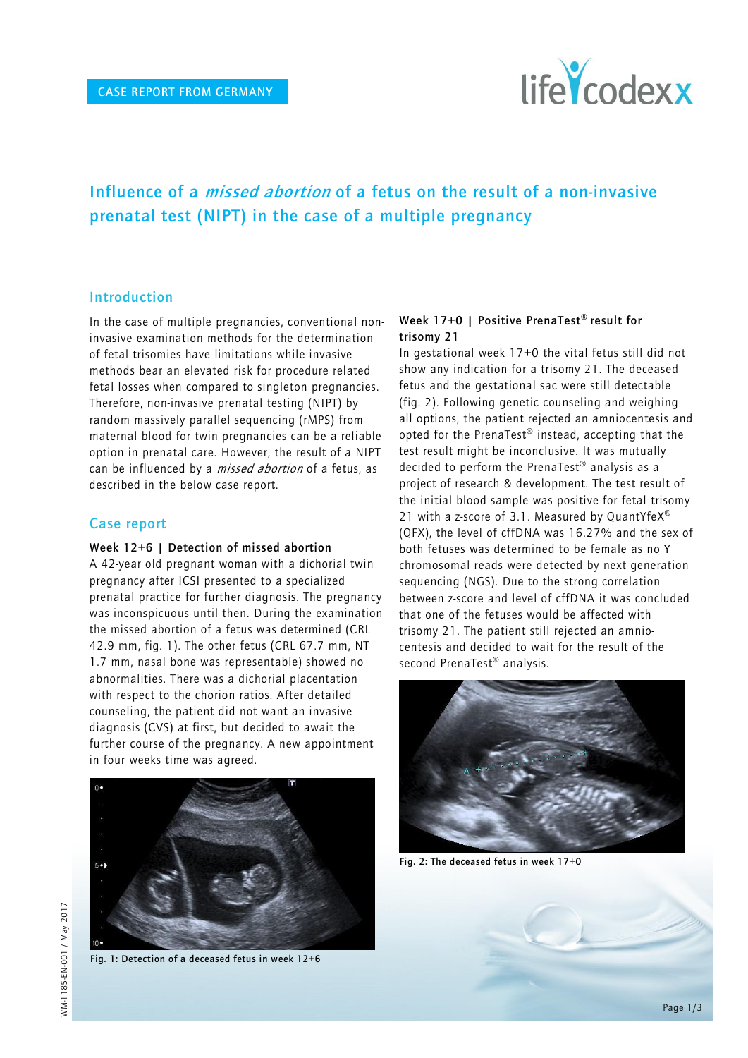CASE REPORT FROM GERMANY

# Influence of a *missed abortion* of a fetus on the result of a non-invasive prenatal test (NIPT) in the case of a multiple pregnancy

## Introduction

In the case of multiple pregnancies, conventional non-invasive examination methods for the determination of fetal trisomies have limitations while invasive methods bear an elevated risk for procedure related fetal losses when compared to singleton pregnancies. Therefore, non-invasive prenatal testing (NIPT) by random massively parallel sequencing (rMPS) from maternal blood for twin pregnancies can be a reliable option in prenatal care. However, the result of a NIPT can be influenced by a *missed abortion* of a fetus, as described in the below case report.

## Case report

### Week 12+6 | Detection of missed abortion

A 42-year old pregnant woman with a dichorial twin pregnancy after ICSI presented to a specialized prenatal practice for further diagnosis. The pregnancy was inconspicuous until then. During the examination the missed abortion of a fetus was determined (CRL 42.9 mm, fig. 1). The other fetus (CRL 67.7 mm, NT 1.7 mm, nasal bone was representable) showed no abnormalities. There was a dichorial placentation with respect to the chorion ratios. After detailed counseling, the patient did not want an invasive diagnosis (CVS) at first, but decided to await the further course of the pregnancy. A new appointment in four weeks time was agreed.

Fig. 1: Detection of a deceased fetus in week 12+6

### Week 17+0 | Positive PrenaTest® result for trisomy 21

In gestational week 17+0 the vital fetus still did not show any indication for a trisomy 21. The deceased fetus and the gestational sac were still detectable (fig. 2). Following genetic counseling and weighing all options, the patient rejected an amniocentesis and opted for the PrenaTest® instead, accepting that the test result might be inconclusive. It was mutually decided to perform the PrenaTest® analysis as a project of research & development. The test result of the initial blood sample was positive for fetal trisomy 21 with a z-score of 3.1. Measured by QuantYfeX® (QFX), the level of cffDNA was 16.27% and the sex of both fetuses was determined to be female as no Y chromosomal reads were detected by next generation sequencing (NGS). Due to the strong correlation between z-score and level of cffDNA it was concluded that one of the fetuses would be affected with trisomy 21. The patient still rejected an amniocentesis and decided to wait for the result of the second PrenaTest® analysis.

Fig. 2: The deceased fetus in week 17+0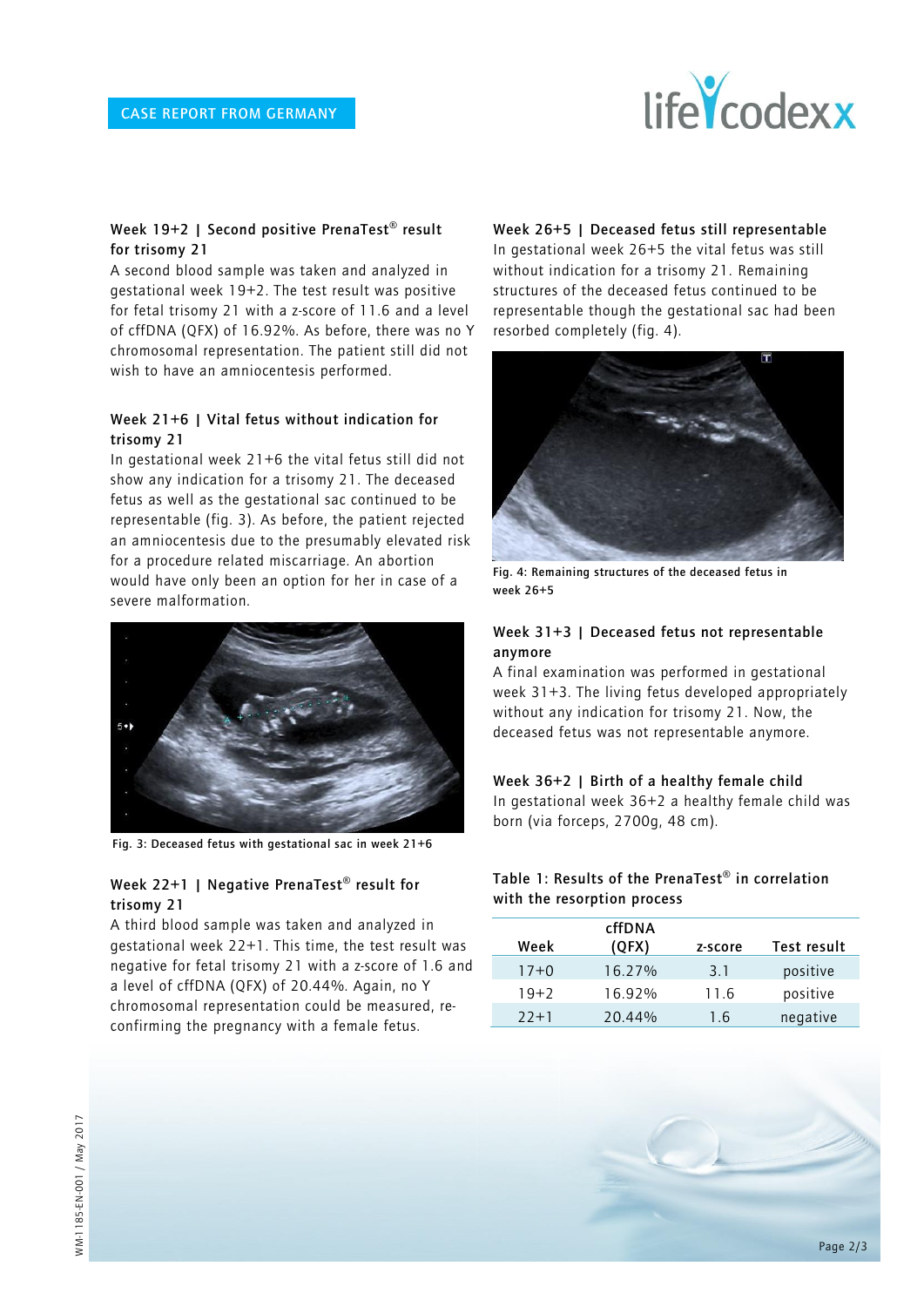### Week 19+2 | Second positive PrenaTest® result for trisomy 21

A second blood sample was taken and analyzed in gestational week 19+2. The test result was positive for fetal trisomy 21 with a z-score of 11.6 and a level of cffDNA (QFX) of 16.92%. As before, there was no Y chromosomal representation. The patient still did not wish to have an amniocentesis performed.

### Week 21+6 | Vital fetus without indication for trisomy 21

In gestational week 21+6 the vital fetus still did not show any indication for a trisomy 21. The deceased fetus as well as the gestational sac continued to be representable (fig. 3). As before, the patient rejected an amniocentesis due to the presumably elevated risk for a procedure related miscarriage. An abortion would have only been an option for her in case of a severe malformation.

Fig. 3: Deceased fetus with gestational sac in week 21+6

### Week 22+1 | Negative PrenaTest® result for trisomy 21

A third blood sample was taken and analyzed in gestational week 22+1. This time, the test result was negative for fetal trisomy 21 with a z-score of 1.6 and a level of cffDNA (QFX) of 20.44%. Again, no Y chromosomal representation could be measured, re-confirming the pregnancy with a female fetus.

### Week 26+5 | Deceased fetus still representable

In gestational week 26+5 the vital fetus was still without indication for a trisomy 21. Remaining structures of the deceased fetus continued to be representable though the gestational sac had been resorbed completely (fig. 4).

Fig. 4: Remaining structures of the deceased fetus in week 26+5

### Week 31+3 | Deceased fetus not representable anymore

A final examination was performed in gestational week 31+3. The living fetus developed appropriately without any indication for trisomy 21. Now, the deceased fetus was not representable anymore.

### Week 36+2 | Birth of a healthy female child

In gestational week 36+2 a healthy female child was born (via forceps, 2700g, 48 cm).

**Table 1: Results of the PrenaTest® in correlation with the resorption process**

| Week | cffDNA (QFX) | z-score | Test result |
|---|---|---|---|
| 17+0 | 16.27% | 3.1 | positive |
| 19+2 | 16.92% | 11.6 | positive |
| 22+1 | 20.44% | 1.6 | negative |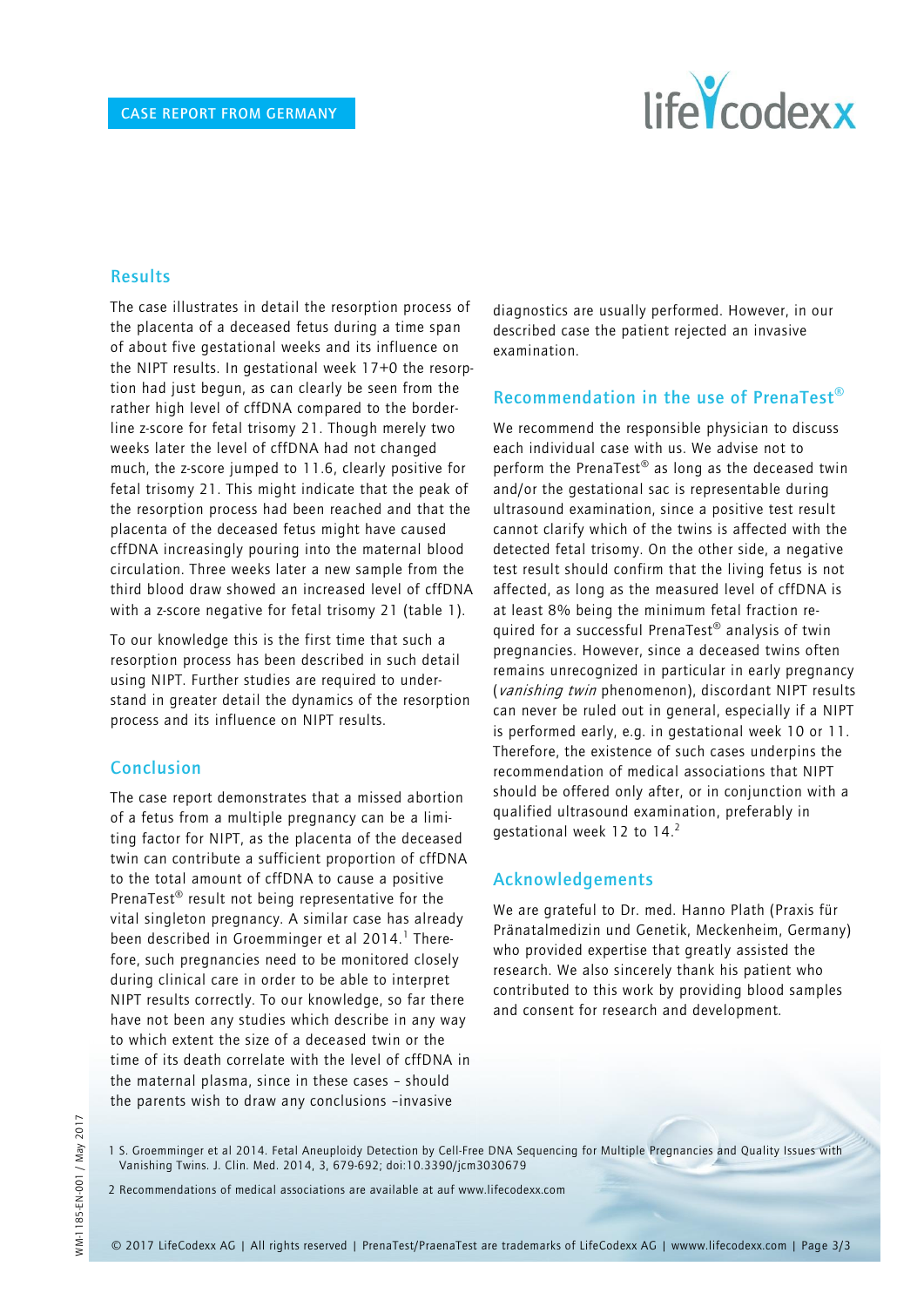## Results

The case illustrates in detail the resorption process of the placenta of a deceased fetus during a time span of about five gestational weeks and its influence on the NIPT results. In gestational week 17+0 the resorption had just begun, as can clearly be seen from the rather high level of cffDNA compared to the borderline z-score for fetal trisomy 21. Though merely two weeks later the level of cffDNA had not changed much, the z-score jumped to 11.6, clearly positive for fetal trisomy 21. This might indicate that the peak of the resorption process had been reached and that the placenta of the deceased fetus might have caused cffDNA increasingly pouring into the maternal blood circulation. Three weeks later a new sample from the third blood draw showed an increased level of cffDNA with a z-score negative for fetal trisomy 21 (table 1).

To our knowledge this is the first time that such a resorption process has been described in such detail using NIPT. Further studies are required to understand in greater detail the dynamics of the resorption process and its influence on NIPT results.

## Conclusion

The case report demonstrates that a missed abortion of a fetus from a multiple pregnancy can be a limiting factor for NIPT, as the placenta of the deceased twin can contribute a sufficient proportion of cffDNA to the total amount of cffDNA to cause a positive PrenaTest® result not being representative for the vital singleton pregnancy. A similar case has already been described in Groemminger et al 2014.[1] Therefore, such pregnancies need to be monitored closely during clinical care in order to be able to interpret NIPT results correctly. To our knowledge, so far there have not been any studies which describe in any way to which extent the size of a deceased twin or the time of its death correlate with the level of cffDNA in the maternal plasma, since in these cases – should the parents wish to draw any conclusions –invasive diagnostics are usually performed. However, in our described case the patient rejected an invasive examination.

## Recommendation in the use of PrenaTest®

We recommend the responsible physician to discuss each individual case with us. We advise not to perform the PrenaTest® as long as the deceased twin and/or the gestational sac is representable during ultrasound examination, since a positive test result cannot clarify which of the twins is affected with the detected fetal trisomy. On the other side, a negative test result should confirm that the living fetus is not affected, as long as the measured level of cffDNA is at least 8% being the minimum fetal fraction required for a successful PrenaTest® analysis of twin pregnancies. However, since a deceased twins often remains unrecognized in particular in early pregnancy (*vanishing twin* phenomenon), discordant NIPT results can never be ruled out in general, especially if a NIPT is performed early, e.g. in gestational week 10 or 11. Therefore, the existence of such cases underpins the recommendation of medical associations that NIPT should be offered only after, or in conjunction with a qualified ultrasound examination, preferably in gestational week 12 to 14.[2]

## Acknowledgements

We are grateful to Dr. med. Hanno Plath (Praxis für Pränatalmedizin und Genetik, Meckenheim, Germany) who provided expertise that greatly assisted the research. We also sincerely thank his patient who contributed to this work by providing blood samples and consent for research and development.

1 S. Groemminger et al 2014. Fetal Aneuploidy Detection by Cell-Free DNA Sequencing for Multiple Pregnancies and Quality Issues with Vanishing Twins. J. Clin. Med. 2014, 3, 679-692; doi:10.3390/jcm3030679

2 Recommendations of medical associations are available at auf www.lifecodexx.com